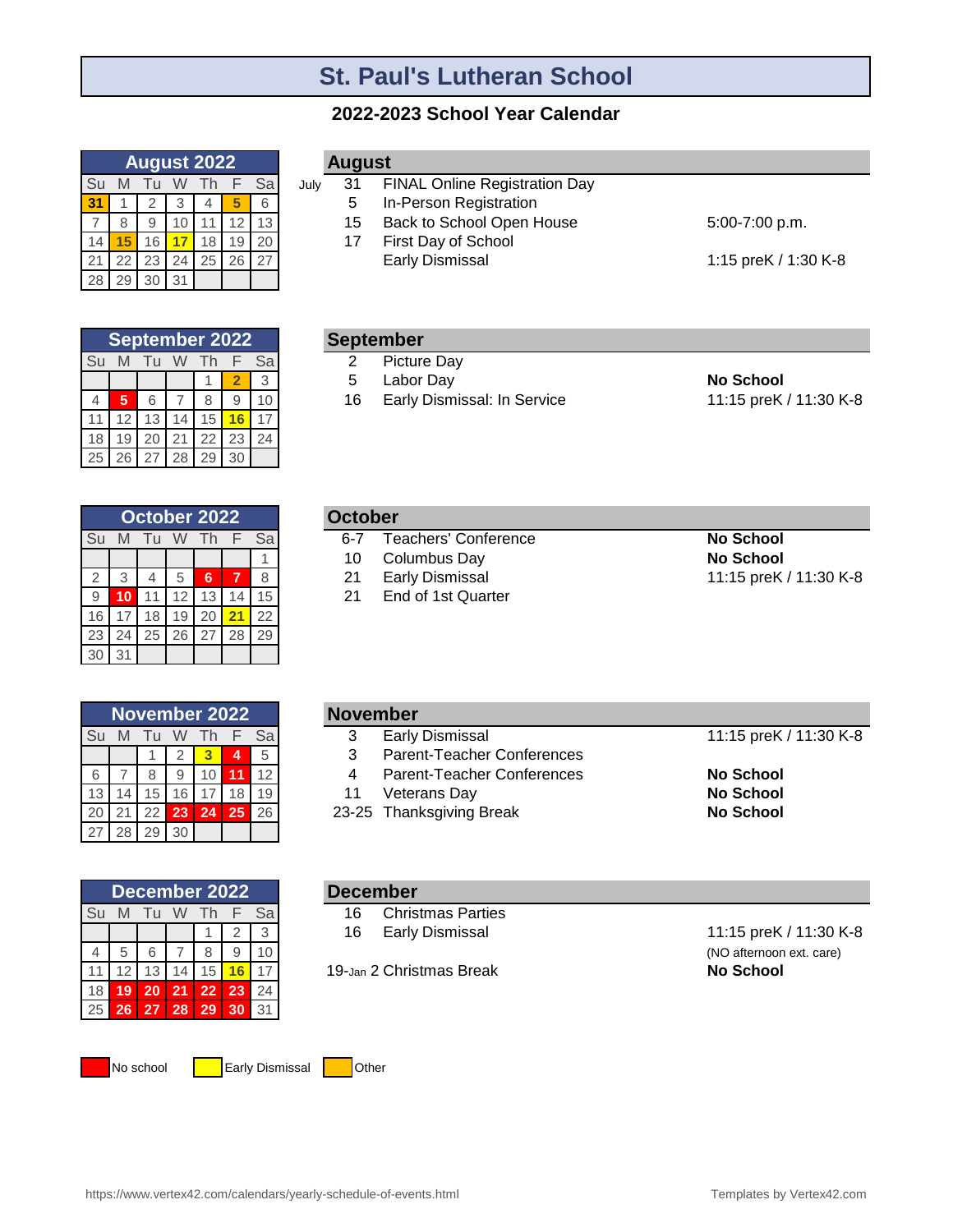# St. Paul's Lutheran School

## 2022-2023 School Year Calendar

| August 2022 | | | | | | |
|---|---|---|---|---|---|---|
| Su | M | Tu | W | Th | F | Sa |
| 31 | 1 | 2 | 3 | 4 | 5 | 6 |
| 7 | 8 | 9 | 10 | 11 | 12 | 13 |
| 14 | 15 | 16 | 17 | 18 | 19 | 20 |
| 21 | 22 | 23 | 24 | 25 | 26 | 27 |
| 28 | 29 | 30 | 31 | | | |

### August

| | Date | Event | Details |
|---|---|---|---|
| July | 31 | FINAL Online Registration Day | |
| | 5 | In-Person Registration | |
| | 15 | Back to School Open House | 5:00-7:00 p.m. |
| | 17 | First Day of School | |
| | | Early Dismissal | 1:15 preK / 1:30 K-8 |

| September 2022 | | | | | | |
|---|---|---|---|---|---|---|
| Su | M | Tu | W | Th | F | Sa |
| | | | | 1 | 2 | 3 |
| 4 | 5 | 6 | 7 | 8 | 9 | 10 |
| 11 | 12 | 13 | 14 | 15 | 16 | 17 |
| 18 | 19 | 20 | 21 | 22 | 23 | 24 |
| 25 | 26 | 27 | 28 | 29 | 30 | |

### September

| Date | Event | Details |
|---|---|---|
| 2 | Picture Day | |
| 5 | Labor Day | **No School** |
| 16 | Early Dismissal: In Service | 11:15 preK / 11:30 K-8 |

| October 2022 | | | | | | |
|---|---|---|---|---|---|---|
| Su | M | Tu | W | Th | F | Sa |
| | | | | | | 1 |
| 2 | 3 | 4 | 5 | 6 | 7 | 8 |
| 9 | 10 | 11 | 12 | 13 | 14 | 15 |
| 16 | 17 | 18 | 19 | 20 | 21 | 22 |
| 23 | 24 | 25 | 26 | 27 | 28 | 29 |
| 30 | 31 | | | | | |

### October

| Date | Event | Details |
|---|---|---|
| 6-7 | Teachers' Conference | **No School** |
| 10 | Columbus Day | **No School** |
| 21 | Early Dismissal | 11:15 preK / 11:30 K-8 |
| 21 | End of 1st Quarter | |

| November 2022 | | | | | | |
|---|---|---|---|---|---|---|
| Su | M | Tu | W | Th | F | Sa |
| | | 1 | 2 | 3 | 4 | 5 |
| 6 | 7 | 8 | 9 | 10 | 11 | 12 |
| 13 | 14 | 15 | 16 | 17 | 18 | 19 |
| 20 | 21 | 22 | 23 | 24 | 25 | 26 |
| 27 | 28 | 29 | 30 | | | |

### November

| Date | Event | Details |
|---|---|---|
| 3 | Early Dismissal | 11:15 preK / 11:30 K-8 |
| 3 | Parent-Teacher Conferences | |
| 4 | Parent-Teacher Conferences | **No School** |
| 11 | Veterans Day | **No School** |
| 23-25 | Thanksgiving Break | **No School** |

| December 2022 | | | | | | |
|---|---|---|---|---|---|---|
| Su | M | Tu | W | Th | F | Sa |
| | | | | 1 | 2 | 3 |
| 4 | 5 | 6 | 7 | 8 | 9 | 10 |
| 11 | 12 | 13 | 14 | 15 | 16 | 17 |
| 18 | 19 | 20 | 21 | 22 | 23 | 24 |
| 25 | 26 | 27 | 28 | 29 | 30 | 31 |

### December

| Date | Event | Details |
|---|---|---|
| 16 | Christmas Parties | |
| 16 | Early Dismissal | 11:15 preK / 11:30 K-8 (NO afternoon ext. care) |
| 19-Jan 2 | Christmas Break | **No School** |

No school | Early Dismissal | Other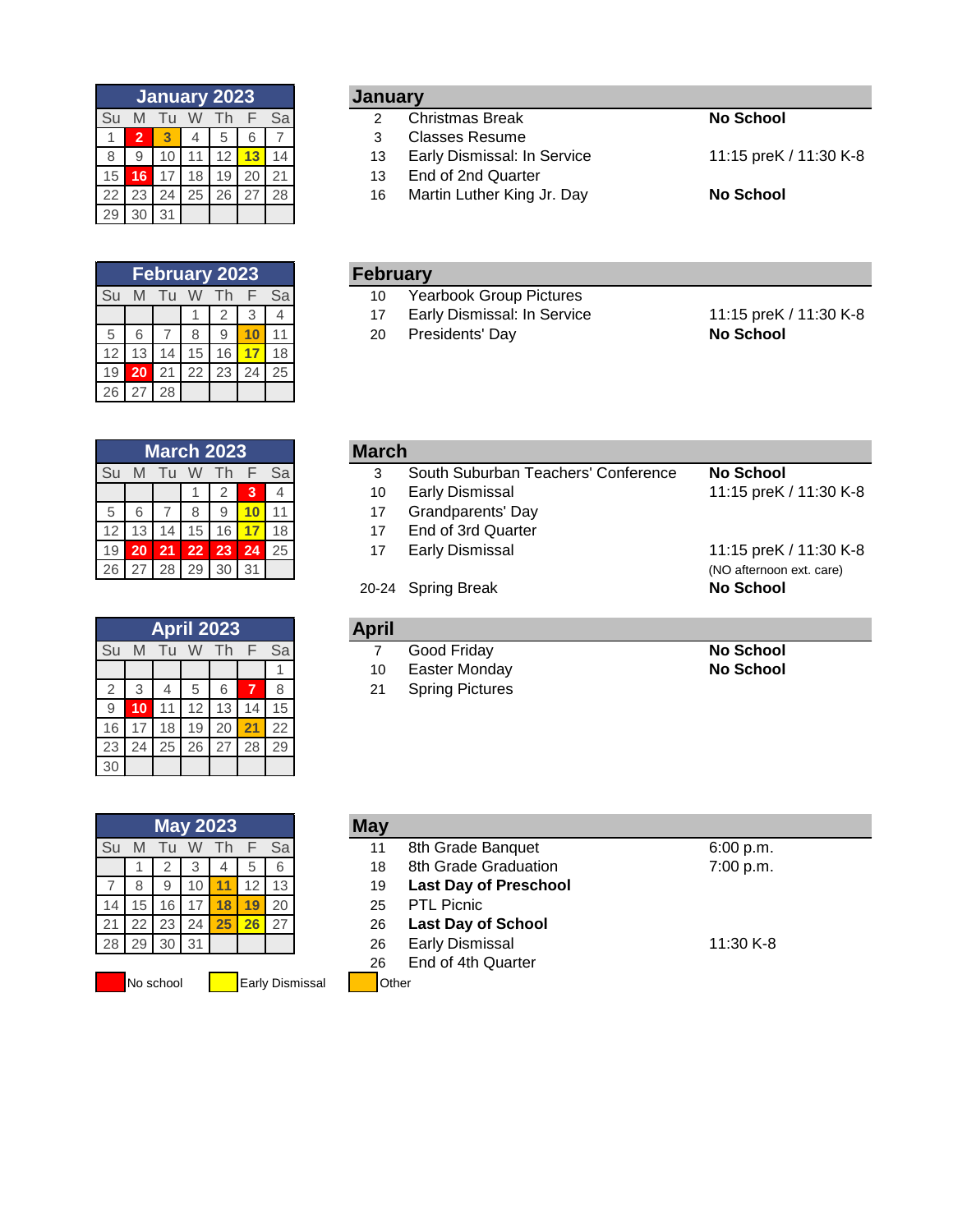## January 2023

| Su | M | Tu | W | Th | F | Sa |
|---|---|---|---|---|---|---|
| 1 | 2 | 3 | 4 | 5 | 6 | 7 |
| 8 | 9 | 10 | 11 | 12 | 13 | 14 |
| 15 | 16 | 17 | 18 | 19 | 20 | 21 |
| 22 | 23 | 24 | 25 | 26 | 27 | 28 |
| 29 | 30 | 31 | | | | |

## January

| | | |
|---|---|---|
| 2 | Christmas Break | **No School** |
| 3 | Classes Resume | |
| 13 | Early Dismissal: In Service | 11:15 preK / 11:30 K-8 |
| 13 | End of 2nd Quarter | |
| 16 | Martin Luther King Jr. Day | **No School** |

## February 2023

| Su | M | Tu | W | Th | F | Sa |
|---|---|---|---|---|---|---|
| | | | 1 | 2 | 3 | 4 |
| 5 | 6 | 7 | 8 | 9 | 10 | 11 |
| 12 | 13 | 14 | 15 | 16 | 17 | 18 |
| 19 | 20 | 21 | 22 | 23 | 24 | 25 |
| 26 | 27 | 28 | | | | |

## February

| | | |
|---|---|---|
| 10 | Yearbook Group Pictures | |
| 17 | Early Dismissal: In Service | 11:15 preK / 11:30 K-8 |
| 20 | Presidents' Day | **No School** |

## March 2023

| Su | M | Tu | W | Th | F | Sa |
|---|---|---|---|---|---|---|
| | | | 1 | 2 | 3 | 4 |
| 5 | 6 | 7 | 8 | 9 | 10 | 11 |
| 12 | 13 | 14 | 15 | 16 | 17 | 18 |
| 19 | 20 | 21 | 22 | 23 | 24 | 25 |
| 26 | 27 | 28 | 29 | 30 | 31 | |

## March

| | | |
|---|---|---|
| 3 | South Suburban Teachers' Conference | **No School** |
| 10 | Early Dismissal | 11:15 preK / 11:30 K-8 |
| 17 | Grandparents' Day | |
| 17 | End of 3rd Quarter | |
| 17 | Early Dismissal | 11:15 preK / 11:30 K-8 (NO afternoon ext. care) |
| 20-24 | Spring Break | **No School** |

## April 2023

| Su | M | Tu | W | Th | F | Sa |
|---|---|---|---|---|---|---|
| | | | | | | 1 |
| 2 | 3 | 4 | 5 | 6 | 7 | 8 |
| 9 | 10 | 11 | 12 | 13 | 14 | 15 |
| 16 | 17 | 18 | 19 | 20 | 21 | 22 |
| 23 | 24 | 25 | 26 | 27 | 28 | 29 |
| 30 | | | | | | |

## April

| | | |
|---|---|---|
| 7 | Good Friday | **No School** |
| 10 | Easter Monday | **No School** |
| 21 | Spring Pictures | |

## May 2023

| Su | M | Tu | W | Th | F | Sa |
|---|---|---|---|---|---|---|
| | 1 | 2 | 3 | 4 | 5 | 6 |
| 7 | 8 | 9 | 10 | 11 | 12 | 13 |
| 14 | 15 | 16 | 17 | 18 | 19 | 20 |
| 21 | 22 | 23 | 24 | 25 | 26 | 27 |
| 28 | 29 | 30 | 31 | | | |

## May

| | | |
|---|---|---|
| 11 | 8th Grade Banquet | 6:00 p.m. |
| 18 | 8th Grade Graduation | 7:00 p.m. |
| 19 | **Last Day of Preschool** | |
| 25 | PTL Picnic | |
| 26 | **Last Day of School** | |
| 26 | Early Dismissal | 11:30 K-8 |
| 26 | End of 4th Quarter | |

No school | Early Dismissal | Other